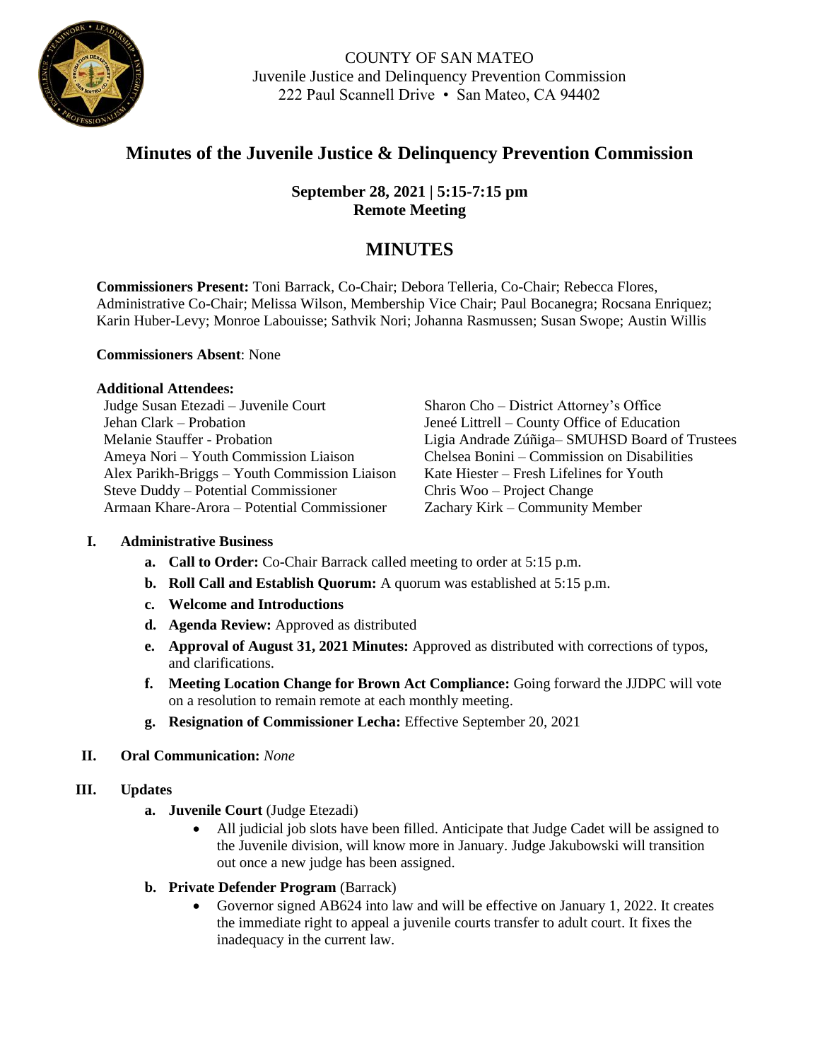COUNTY OF SAN MATEO
Juvenile Justice and Delinquency Prevention Commission
222 Paul Scannell Drive • San Mateo, CA 94402

# Minutes of the Juvenile Justice & Delinquency Prevention Commission

**September 28, 2021 | 5:15-7:15 pm**
**Remote Meeting**

## MINUTES

**Commissioners Present:** Toni Barrack, Co-Chair; Debora Telleria, Co-Chair; Rebecca Flores, Administrative Co-Chair; Melissa Wilson, Membership Vice Chair; Paul Bocanegra; Rocsana Enriquez; Karin Huber-Levy; Monroe Labouisse; Sathvik Nori; Johanna Rasmussen; Susan Swope; Austin Willis

**Commissioners Absent**: None

**Additional Attendees:**

Judge Susan Etezadi – Juvenile Court
Jehan Clark – Probation
Melanie Stauffer - Probation
Ameya Nori – Youth Commission Liaison
Alex Parikh-Briggs – Youth Commission Liaison
Steve Duddy – Potential Commissioner
Armaan Khare-Arora – Potential Commissioner
Sharon Cho – District Attorney's Office
Jeneé Littrell – County Office of Education
Ligia Andrade Zúñiga– SMUHSD Board of Trustees
Chelsea Bonini – Commission on Disabilities
Kate Hiester – Fresh Lifelines for Youth
Chris Woo – Project Change
Zachary Kirk – Community Member

### I. Administrative Business

a. **Call to Order:** Co-Chair Barrack called meeting to order at 5:15 p.m.
b. **Roll Call and Establish Quorum:** A quorum was established at 5:15 p.m.
c. **Welcome and Introductions**
d. **Agenda Review:** Approved as distributed
e. **Approval of August 31, 2021 Minutes:** Approved as distributed with corrections of typos, and clarifications.
f. **Meeting Location Change for Brown Act Compliance:** Going forward the JJDPC will vote on a resolution to remain remote at each monthly meeting.
g. **Resignation of Commissioner Lecha:** Effective September 20, 2021

### II. Oral Communication: *None*

### III. Updates

a. **Juvenile Court** (Judge Etezadi)
   - All judicial job slots have been filled. Anticipate that Judge Cadet will be assigned to the Juvenile division, will know more in January. Judge Jakubowski will transition out once a new judge has been assigned.

b. **Private Defender Program** (Barrack)
   - Governor signed AB624 into law and will be effective on January 1, 2022. It creates the immediate right to appeal a juvenile courts transfer to adult court. It fixes the inadequacy in the current law.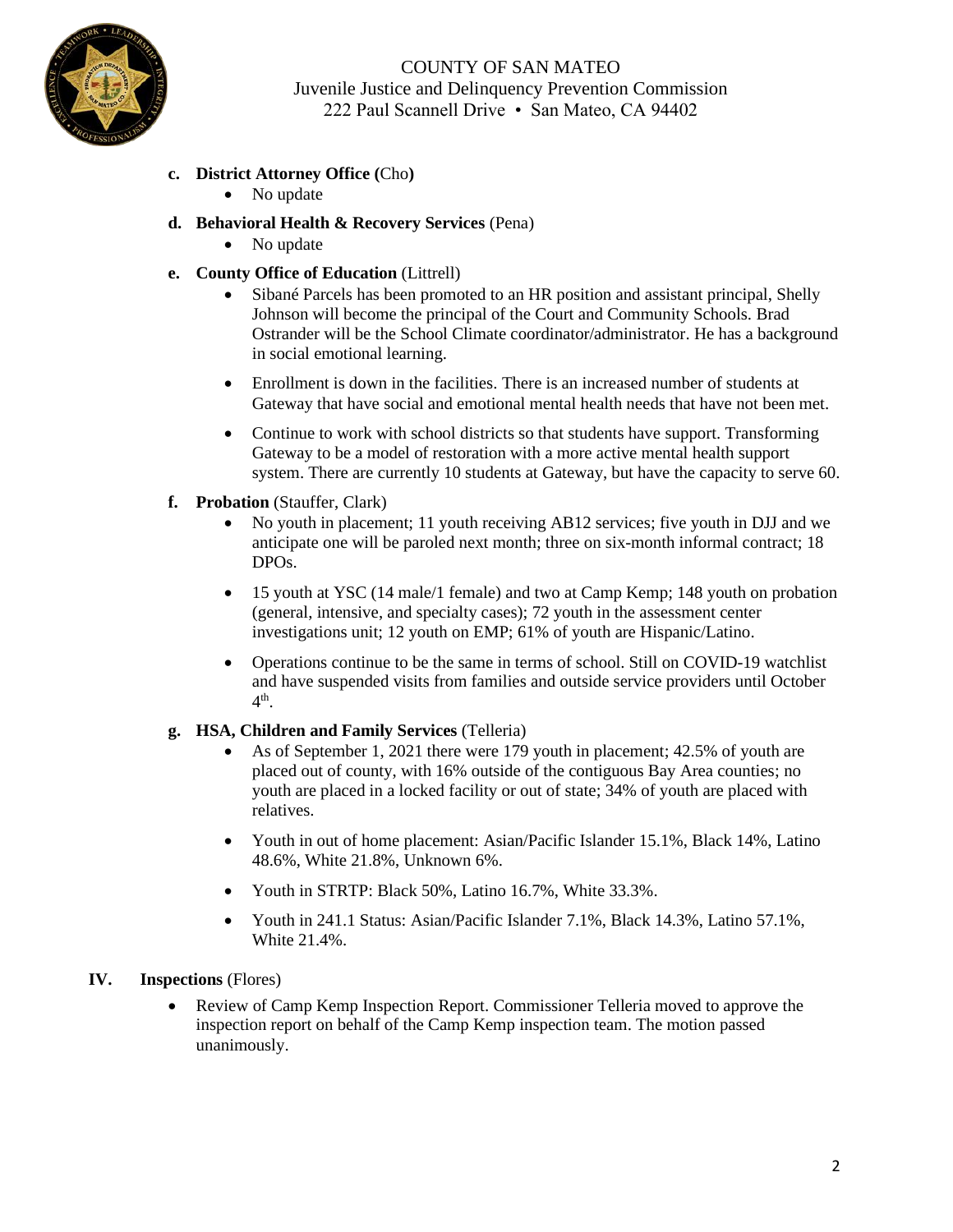COUNTY OF SAN MATEO
Juvenile Justice and Delinquency Prevention Commission
222 Paul Scannell Drive • San Mateo, CA 94402

c. **District Attorney Office (**Cho**)**
   - No update

d. **Behavioral Health & Recovery Services** (Pena)
   - No update

e. **County Office of Education** (Littrell)
   - Sibané Parcels has been promoted to an HR position and assistant principal, Shelly Johnson will become the principal of the Court and Community Schools. Brad Ostrander will be the School Climate coordinator/administrator. He has a background in social emotional learning.
   - Enrollment is down in the facilities. There is an increased number of students at Gateway that have social and emotional mental health needs that have not been met.
   - Continue to work with school districts so that students have support. Transforming Gateway to be a model of restoration with a more active mental health support system. There are currently 10 students at Gateway, but have the capacity to serve 60.

f. **Probation** (Stauffer, Clark)
   - No youth in placement; 11 youth receiving AB12 services; five youth in DJJ and we anticipate one will be paroled next month; three on six-month informal contract; 18 DPOs.
   - 15 youth at YSC (14 male/1 female) and two at Camp Kemp; 148 youth on probation (general, intensive, and specialty cases); 72 youth in the assessment center investigations unit; 12 youth on EMP; 61% of youth are Hispanic/Latino.
   - Operations continue to be the same in terms of school. Still on COVID-19 watchlist and have suspended visits from families and outside service providers until October 4th.

g. **HSA, Children and Family Services** (Telleria)
   - As of September 1, 2021 there were 179 youth in placement; 42.5% of youth are placed out of county, with 16% outside of the contiguous Bay Area counties; no youth are placed in a locked facility or out of state; 34% of youth are placed with relatives.
   - Youth in out of home placement: Asian/Pacific Islander 15.1%, Black 14%, Latino 48.6%, White 21.8%, Unknown 6%.
   - Youth in STRTP: Black 50%, Latino 16.7%, White 33.3%.
   - Youth in 241.1 Status: Asian/Pacific Islander 7.1%, Black 14.3%, Latino 57.1%, White 21.4%.

**IV. Inspections** (Flores)

- Review of Camp Kemp Inspection Report. Commissioner Telleria moved to approve the inspection report on behalf of the Camp Kemp inspection team. The motion passed unanimously.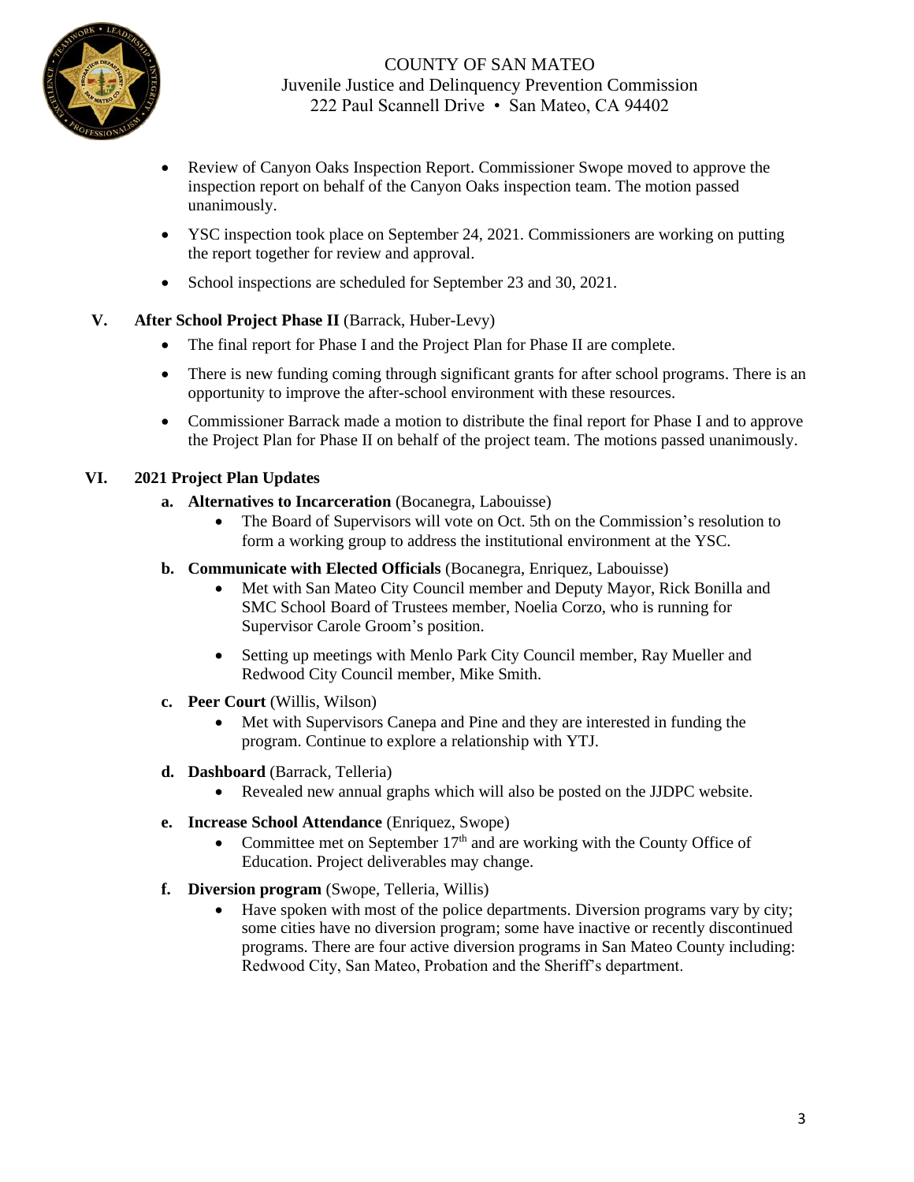- Review of Canyon Oaks Inspection Report. Commissioner Swope moved to approve the inspection report on behalf of the Canyon Oaks inspection team. The motion passed unanimously.
- YSC inspection took place on September 24, 2021. Commissioners are working on putting the report together for review and approval.
- School inspections are scheduled for September 23 and 30, 2021.

**V. After School Project Phase II** (Barrack, Huber-Levy)

- The final report for Phase I and the Project Plan for Phase II are complete.
- There is new funding coming through significant grants for after school programs. There is an opportunity to improve the after-school environment with these resources.
- Commissioner Barrack made a motion to distribute the final report for Phase I and to approve the Project Plan for Phase II on behalf of the project team. The motions passed unanimously.

**VI. 2021 Project Plan Updates**

**a. Alternatives to Incarceration** (Bocanegra, Labouisse)

- The Board of Supervisors will vote on Oct. 5th on the Commission's resolution to form a working group to address the institutional environment at the YSC.

**b. Communicate with Elected Officials** (Bocanegra, Enriquez, Labouisse)

- Met with San Mateo City Council member and Deputy Mayor, Rick Bonilla and SMC School Board of Trustees member, Noelia Corzo, who is running for Supervisor Carole Groom's position.
- Setting up meetings with Menlo Park City Council member, Ray Mueller and Redwood City Council member, Mike Smith.

**c. Peer Court** (Willis, Wilson)

- Met with Supervisors Canepa and Pine and they are interested in funding the program. Continue to explore a relationship with YTJ.

**d. Dashboard** (Barrack, Telleria)

- Revealed new annual graphs which will also be posted on the JJDPC website.

**e. Increase School Attendance** (Enriquez, Swope)

- Committee met on September 17th and are working with the County Office of Education. Project deliverables may change.

**f. Diversion program** (Swope, Telleria, Willis)

- Have spoken with most of the police departments. Diversion programs vary by city; some cities have no diversion program; some have inactive or recently discontinued programs. There are four active diversion programs in San Mateo County including: Redwood City, San Mateo, Probation and the Sheriff's department.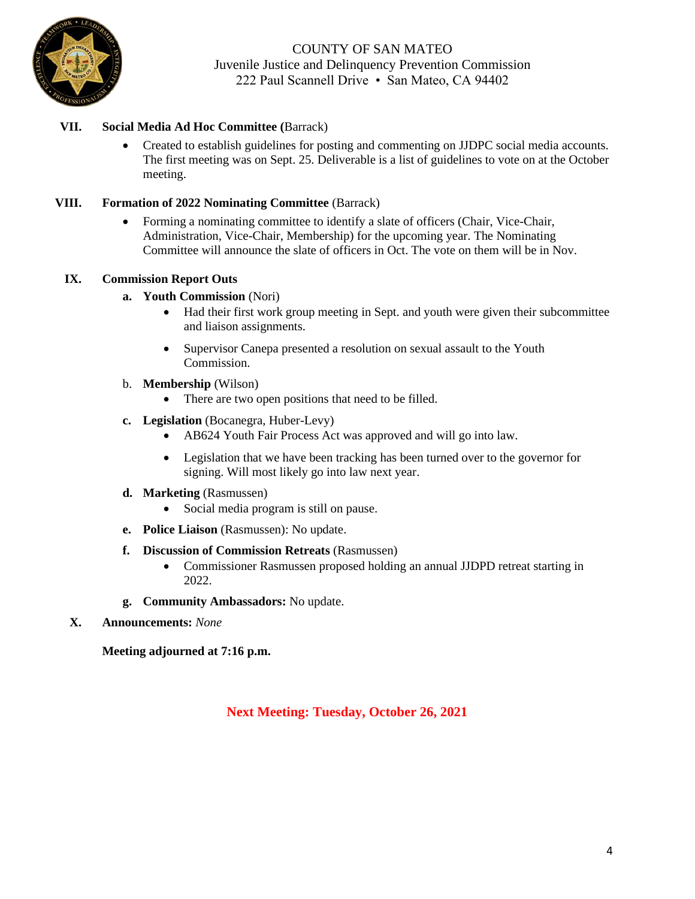COUNTY OF SAN MATEO
Juvenile Justice and Delinquency Prevention Commission
222 Paul Scannell Drive • San Mateo, CA 94402

**VII. Social Media Ad Hoc Committee (**Barrack)

- Created to establish guidelines for posting and commenting on JJDPC social media accounts. The first meeting was on Sept. 25. Deliverable is a list of guidelines to vote on at the October meeting.

**VIII. Formation of 2022 Nominating Committee** (Barrack)

- Forming a nominating committee to identify a slate of officers (Chair, Vice-Chair, Administration, Vice-Chair, Membership) for the upcoming year. The Nominating Committee will announce the slate of officers in Oct. The vote on them will be in Nov.

**IX. Commission Report Outs**

**a. Youth Commission** (Nori)
- Had their first work group meeting in Sept. and youth were given their subcommittee and liaison assignments.
- Supervisor Canepa presented a resolution on sexual assault to the Youth Commission.

b. **Membership** (Wilson)
- There are two open positions that need to be filled.

**c. Legislation** (Bocanegra, Huber-Levy)
- AB624 Youth Fair Process Act was approved and will go into law.
- Legislation that we have been tracking has been turned over to the governor for signing. Will most likely go into law next year.

**d. Marketing** (Rasmussen)
- Social media program is still on pause.

**e. Police Liaison** (Rasmussen): No update.

**f. Discussion of Commission Retreats** (Rasmussen)
- Commissioner Rasmussen proposed holding an annual JJDPD retreat starting in 2022.

**g. Community Ambassadors:** No update.

**X. Announcements:** *None*

**Meeting adjourned at 7:16 p.m.**

**Next Meeting: Tuesday, October 26, 2021**